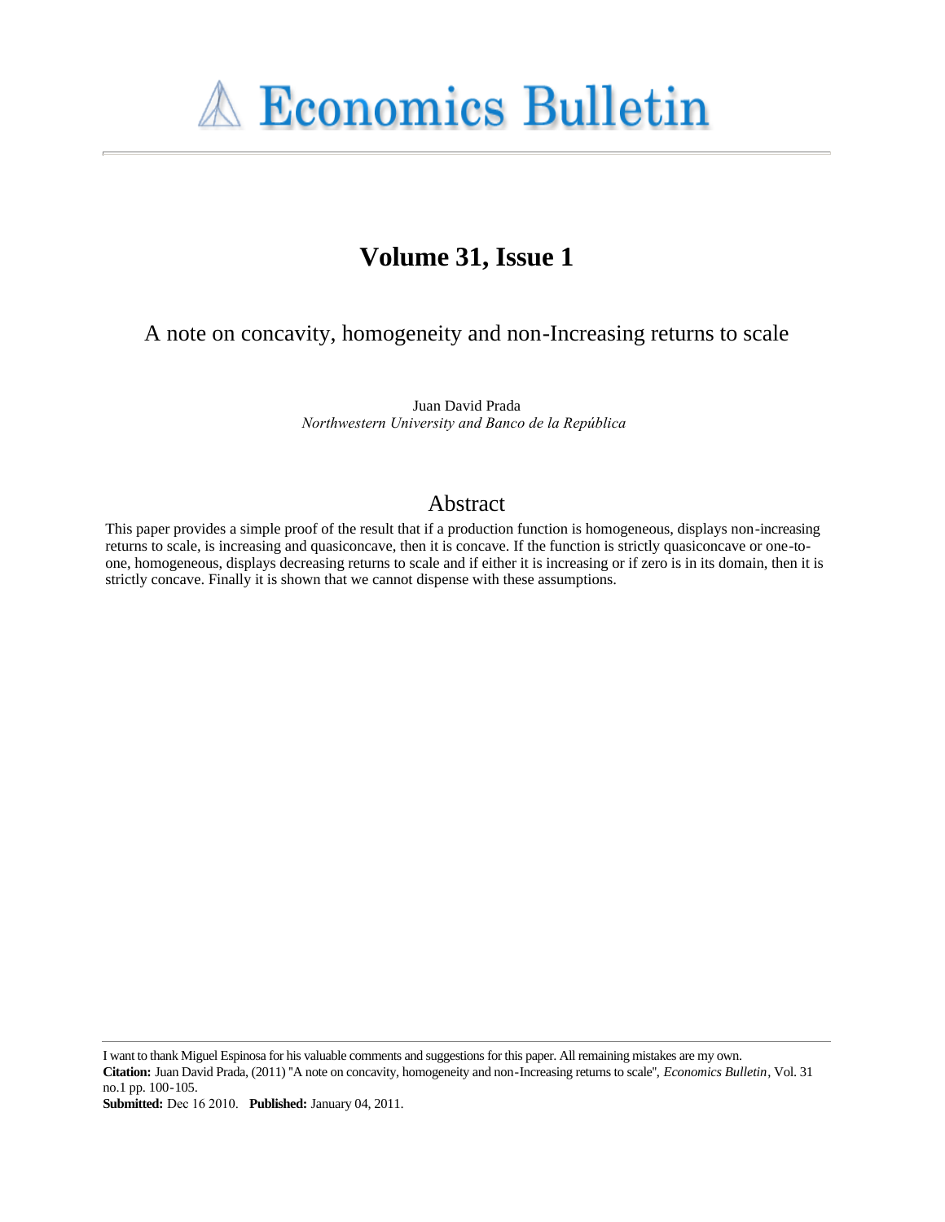# Volume 31, Issue 1

## A note on concavity, homogeneity and non-Increasing returns to scale

Juan David Prada
*Northwestern University and Banco de la República*

## Abstract

This paper provides a simple proof of the result that if a production function is homogeneous, displays non-increasing returns to scale, is increasing and quasiconcave, then it is concave. If the function is strictly quasiconcave or one-to-one, homogeneous, displays decreasing returns to scale and if either it is increasing or if zero is in its domain, then it is strictly concave. Finally it is shown that we cannot dispense with these assumptions.

I want to thank Miguel Espinosa for his valuable comments and suggestions for this paper. All remaining mistakes are my own.
**Citation:** Juan David Prada, (2011) ''A note on concavity, homogeneity and non-Increasing returns to scale'', *Economics Bulletin*, Vol. 31 no.1 pp. 100-105.
**Submitted:** Dec 16 2010. **Published:** January 04, 2011.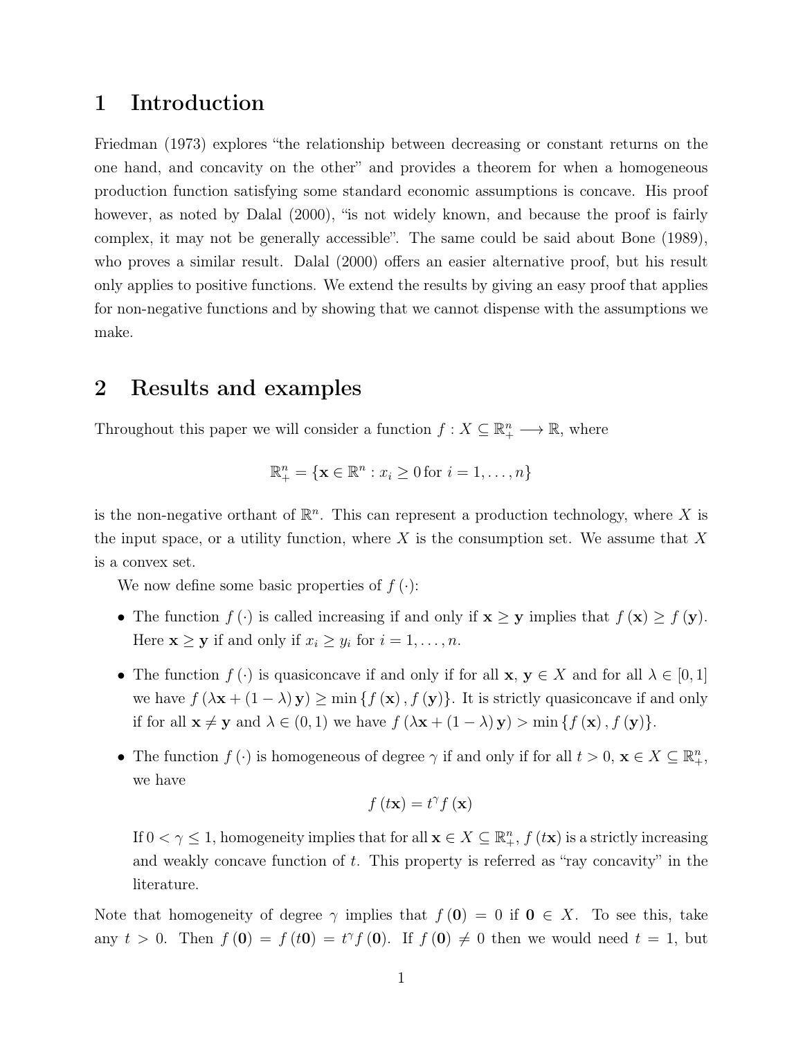# 1 Introduction

Friedman (1973) explores "the relationship between decreasing or constant returns on the one hand, and concavity on the other" and provides a theorem for when a homogeneous production function satisfying some standard economic assumptions is concave. His proof however, as noted by Dalal (2000), "is not widely known, and because the proof is fairly complex, it may not be generally accessible". The same could be said about Bone (1989), who proves a similar result. Dalal (2000) offers an easier alternative proof, but his result only applies to positive functions. We extend the results by giving an easy proof that applies for non-negative functions and by showing that we cannot dispense with the assumptions we make.

# 2 Results and examples

Throughout this paper we will consider a function $f : X \subseteq \mathbb{R}^n_+ \longrightarrow \mathbb{R}$, where

$$\mathbb{R}^n_+ = \{\mathbf{x} \in \mathbb{R}^n : x_i \geq 0 \text{ for } i = 1, \ldots, n\}$$

is the non-negative orthant of $\mathbb{R}^n$. This can represent a production technology, where $X$ is the input space, or a utility function, where $X$ is the consumption set. We assume that $X$ is a convex set.

We now define some basic properties of $f(\cdot)$:

- The function $f(\cdot)$ is called increasing if and only if $\mathbf{x} \geq \mathbf{y}$ implies that $f(\mathbf{x}) \geq f(\mathbf{y})$. Here $\mathbf{x} \geq \mathbf{y}$ if and only if $x_i \geq y_i$ for $i = 1, \ldots, n$.
- The function $f(\cdot)$ is quasiconcave if and only if for all $\mathbf{x}$, $\mathbf{y} \in X$ and for all $\lambda \in [0, 1]$ we have $f(\lambda\mathbf{x} + (1 - \lambda)\mathbf{y}) \geq \min\{f(\mathbf{x}), f(\mathbf{y})\}$. It is strictly quasiconcave if and only if for all $\mathbf{x} \neq \mathbf{y}$ and $\lambda \in (0, 1)$ we have $f(\lambda\mathbf{x} + (1 - \lambda)\mathbf{y}) > \min\{f(\mathbf{x}), f(\mathbf{y})\}$.
- The function $f(\cdot)$ is homogeneous of degree $\gamma$ if and only if for all $t > 0$, $\mathbf{x} \in X \subseteq \mathbb{R}^n_+$, we have

$$f(t\mathbf{x}) = t^\gamma f(\mathbf{x})$$

  If $0 < \gamma \leq 1$, homogeneity implies that for all $\mathbf{x} \in X \subseteq \mathbb{R}^n_+$, $f(t\mathbf{x})$ is a strictly increasing and weakly concave function of $t$. This property is referred as "ray concavity" in the literature.

Note that homogeneity of degree $\gamma$ implies that $f(\mathbf{0}) = 0$ if $\mathbf{0} \in X$. To see this, take any $t > 0$. Then $f(\mathbf{0}) = f(t\mathbf{0}) = t^\gamma f(\mathbf{0})$. If $f(\mathbf{0}) \neq 0$ then we would need $t = 1$, but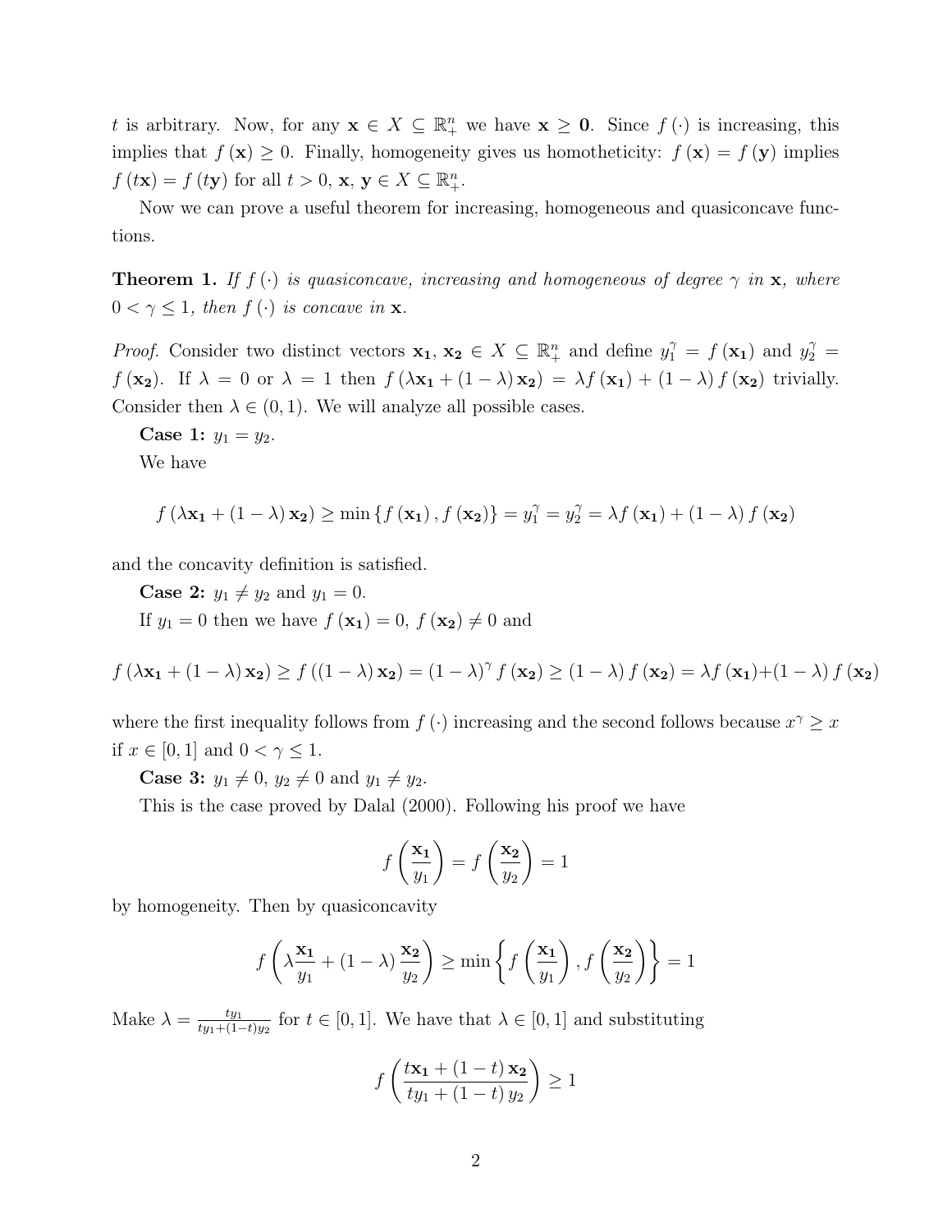$t$ is arbitrary. Now, for any $\mathbf{x} \in X \subseteq \mathbb{R}^n_+$ we have $\mathbf{x} \geq \mathbf{0}$. Since $f(\cdot)$ is increasing, this implies that $f(\mathbf{x}) \geq 0$. Finally, homogeneity gives us homotheticity: $f(\mathbf{x}) = f(\mathbf{y})$ implies $f(t\mathbf{x}) = f(t\mathbf{y})$ for all $t > 0$, $\mathbf{x}$, $\mathbf{y} \in X \subseteq \mathbb{R}^n_+$.

Now we can prove a useful theorem for increasing, homogeneous and quasiconcave functions.

**Theorem 1.** *If $f(\cdot)$ is quasiconcave, increasing and homogeneous of degree $\gamma$ in $\mathbf{x}$, where $0 < \gamma \leq 1$, then $f(\cdot)$ is concave in $\mathbf{x}$.*

*Proof.* Consider two distinct vectors $\mathbf{x_1}$, $\mathbf{x_2} \in X \subseteq \mathbb{R}^n_+$ and define $y_1^\gamma = f(\mathbf{x_1})$ and $y_2^\gamma = f(\mathbf{x_2})$. If $\lambda = 0$ or $\lambda = 1$ then $f(\lambda \mathbf{x_1} + (1-\lambda)\mathbf{x_2}) = \lambda f(\mathbf{x_1}) + (1-\lambda) f(\mathbf{x_2})$ trivially. Consider then $\lambda \in (0,1)$. We will analyze all possible cases.

**Case 1:** $y_1 = y_2$.

We have

$$f(\lambda \mathbf{x_1} + (1-\lambda)\mathbf{x_2}) \geq \min\{f(\mathbf{x_1}), f(\mathbf{x_2})\} = y_1^\gamma = y_2^\gamma = \lambda f(\mathbf{x_1}) + (1-\lambda) f(\mathbf{x_2})$$

and the concavity definition is satisfied.

**Case 2:** $y_1 \neq y_2$ and $y_1 = 0$.

If $y_1 = 0$ then we have $f(\mathbf{x_1}) = 0$, $f(\mathbf{x_2}) \neq 0$ and

$$f(\lambda \mathbf{x_1} + (1-\lambda)\mathbf{x_2}) \geq f((1-\lambda)\mathbf{x_2}) = (1-\lambda)^\gamma f(\mathbf{x_2}) \geq (1-\lambda) f(\mathbf{x_2}) = \lambda f(\mathbf{x_1}) + (1-\lambda) f(\mathbf{x_2})$$

where the first inequality follows from $f(\cdot)$ increasing and the second follows because $x^\gamma \geq x$ if $x \in [0,1]$ and $0 < \gamma \leq 1$.

**Case 3:** $y_1 \neq 0$, $y_2 \neq 0$ and $y_1 \neq y_2$.

This is the case proved by Dalal (2000). Following his proof we have

$$f\left(\frac{\mathbf{x_1}}{y_1}\right) = f\left(\frac{\mathbf{x_2}}{y_2}\right) = 1$$

by homogeneity. Then by quasiconcavity

$$f\left(\lambda \frac{\mathbf{x_1}}{y_1} + (1-\lambda)\frac{\mathbf{x_2}}{y_2}\right) \geq \min\left\{f\left(\frac{\mathbf{x_1}}{y_1}\right), f\left(\frac{\mathbf{x_2}}{y_2}\right)\right\} = 1$$

Make $\lambda = \frac{ty_1}{ty_1 + (1-t)y_2}$ for $t \in [0,1]$. We have that $\lambda \in [0,1]$ and substituting

$$f\left(\frac{t\mathbf{x_1} + (1-t)\mathbf{x_2}}{ty_1 + (1-t)y_2}\right) \geq 1$$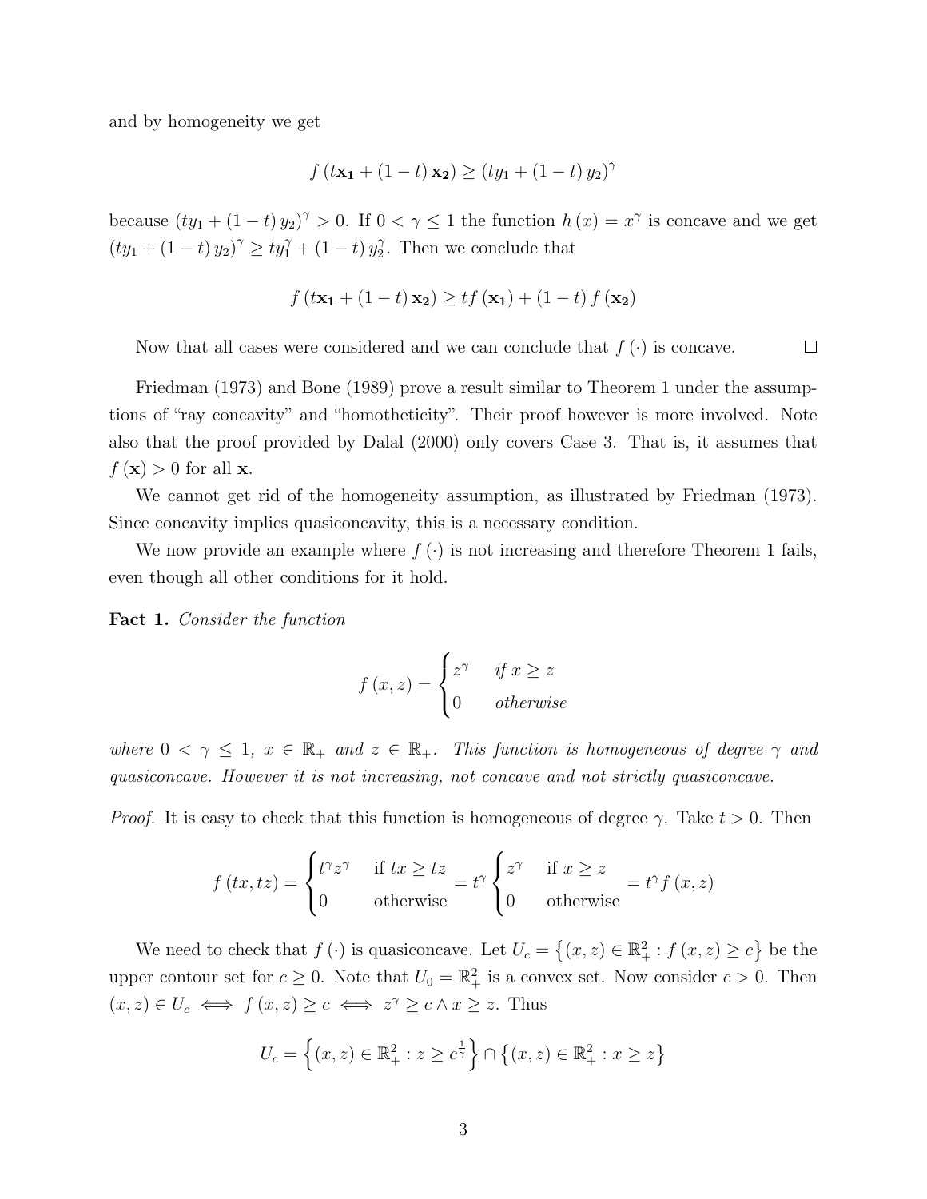and by homogeneity we get

$$f\left(t\mathbf{x_1} + (1-t)\,\mathbf{x_2}\right) \geq \left(ty_1 + (1-t)\,y_2\right)^{\gamma}$$

because $\left(ty_1 + (1-t)\,y_2\right)^{\gamma} > 0$. If $0 < \gamma \leq 1$ the function $h(x) = x^{\gamma}$ is concave and we get $\left(ty_1 + (1-t)\,y_2\right)^{\gamma} \geq ty_1^{\gamma} + (1-t)\,y_2^{\gamma}$. Then we conclude that

$$f\left(t\mathbf{x_1} + (1-t)\,\mathbf{x_2}\right) \geq tf\left(\mathbf{x_1}\right) + (1-t)\,f\left(\mathbf{x_2}\right)$$

Now that all cases were considered and we can conclude that $f(\cdot)$ is concave. $\square$

Friedman (1973) and Bone (1989) prove a result similar to Theorem 1 under the assumptions of "ray concavity" and "homotheticity". Their proof however is more involved. Note also that the proof provided by Dalal (2000) only covers Case 3. That is, it assumes that $f(\mathbf{x}) > 0$ for all $\mathbf{x}$.

We cannot get rid of the homogeneity assumption, as illustrated by Friedman (1973). Since concavity implies quasiconcavity, this is a necessary condition.

We now provide an example where $f(\cdot)$ is not increasing and therefore Theorem 1 fails, even though all other conditions for it hold.

**Fact 1.** *Consider the function*

$$f(x,z) = \begin{cases} z^{\gamma} & \text{if } x \geq z \\ 0 & \text{otherwise} \end{cases}$$

*where $0 < \gamma \leq 1$, $x \in \mathbb{R}_+$ and $z \in \mathbb{R}_+$. This function is homogeneous of degree $\gamma$ and quasiconcave. However it is not increasing, not concave and not strictly quasiconcave.*

*Proof.* It is easy to check that this function is homogeneous of degree $\gamma$. Take $t > 0$. Then

$$f(tx,tz) = \begin{cases} t^{\gamma}z^{\gamma} & \text{if } tx \geq tz \\ 0 & \text{otherwise} \end{cases} = t^{\gamma}\begin{cases} z^{\gamma} & \text{if } x \geq z \\ 0 & \text{otherwise} \end{cases} = t^{\gamma}f(x,z)$$

We need to check that $f(\cdot)$ is quasiconcave. Let $U_c = \left\{(x,z) \in \mathbb{R}_+^2 : f(x,z) \geq c\right\}$ be the upper contour set for $c \geq 0$. Note that $U_0 = \mathbb{R}_+^2$ is a convex set. Now consider $c > 0$. Then $(x,z) \in U_c \iff f(x,z) \geq c \iff z^{\gamma} \geq c \wedge x \geq z$. Thus

$$U_c = \left\{(x,z) \in \mathbb{R}_+^2 : z \geq c^{\frac{1}{\gamma}}\right\} \cap \left\{(x,z) \in \mathbb{R}_+^2 : x \geq z\right\}$$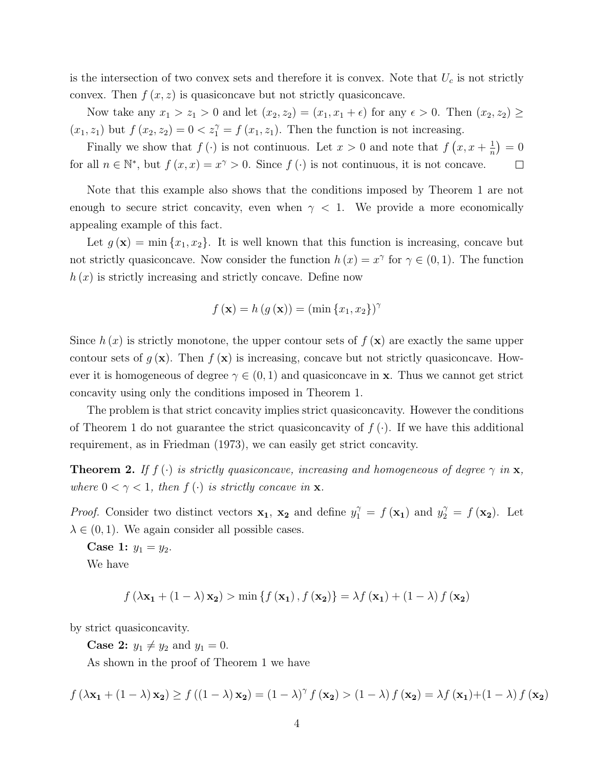is the intersection of two convex sets and therefore it is convex. Note that $U_c$ is not strictly convex. Then $f(x, z)$ is quasiconcave but not strictly quasiconcave.

Now take any $x_1 > z_1 > 0$ and let $(x_2, z_2) = (x_1, x_1 + \epsilon)$ for any $\epsilon > 0$. Then $(x_2, z_2) \geq (x_1, z_1)$ but $f(x_2, z_2) = 0 < z_1^\gamma = f(x_1, z_1)$. Then the function is not increasing.

Finally we show that $f(\cdot)$ is not continuous. Let $x > 0$ and note that $f\left(x, x + \frac{1}{n}\right) = 0$ for all $n \in \mathbb{N}^*$, but $f(x, x) = x^\gamma > 0$. Since $f(\cdot)$ is not continuous, it is not concave. $\square$

Note that this example also shows that the conditions imposed by Theorem 1 are not enough to secure strict concavity, even when $\gamma < 1$. We provide a more economically appealing example of this fact.

Let $g(\mathbf{x}) = \min\{x_1, x_2\}$. It is well known that this function is increasing, concave but not strictly quasiconcave. Now consider the function $h(x) = x^\gamma$ for $\gamma \in (0, 1)$. The function $h(x)$ is strictly increasing and strictly concave. Define now

$$f(\mathbf{x}) = h(g(\mathbf{x})) = (\min\{x_1, x_2\})^\gamma$$

Since $h(x)$ is strictly monotone, the upper contour sets of $f(\mathbf{x})$ are exactly the same upper contour sets of $g(\mathbf{x})$. Then $f(\mathbf{x})$ is increasing, concave but not strictly quasiconcave. However it is homogeneous of degree $\gamma \in (0, 1)$ and quasiconcave in $\mathbf{x}$. Thus we cannot get strict concavity using only the conditions imposed in Theorem 1.

The problem is that strict concavity implies strict quasiconcavity. However the conditions of Theorem 1 do not guarantee the strict quasiconcavity of $f(\cdot)$. If we have this additional requirement, as in Friedman (1973), we can easily get strict concavity.

**Theorem 2.** *If $f(\cdot)$ is strictly quasiconcave, increasing and homogeneous of degree $\gamma$ in $\mathbf{x}$, where $0 < \gamma < 1$, then $f(\cdot)$ is strictly concave in $\mathbf{x}$.*

*Proof.* Consider two distinct vectors $\mathbf{x_1}$, $\mathbf{x_2}$ and define $y_1^\gamma = f(\mathbf{x_1})$ and $y_2^\gamma = f(\mathbf{x_2})$. Let $\lambda \in (0, 1)$. We again consider all possible cases.

**Case 1:** $y_1 = y_2$.

We have

$$f(\lambda \mathbf{x_1} + (1 - \lambda)\mathbf{x_2}) > \min\{f(\mathbf{x_1}), f(\mathbf{x_2})\} = \lambda f(\mathbf{x_1}) + (1 - \lambda) f(\mathbf{x_2})$$

by strict quasiconcavity.

**Case 2:** $y_1 \neq y_2$ and $y_1 = 0$.

As shown in the proof of Theorem 1 we have

$$f(\lambda \mathbf{x_1} + (1 - \lambda)\mathbf{x_2}) \geq f((1 - \lambda)\mathbf{x_2}) = (1 - \lambda)^\gamma f(\mathbf{x_2}) > (1 - \lambda) f(\mathbf{x_2}) = \lambda f(\mathbf{x_1}) + (1 - \lambda) f(\mathbf{x_2})$$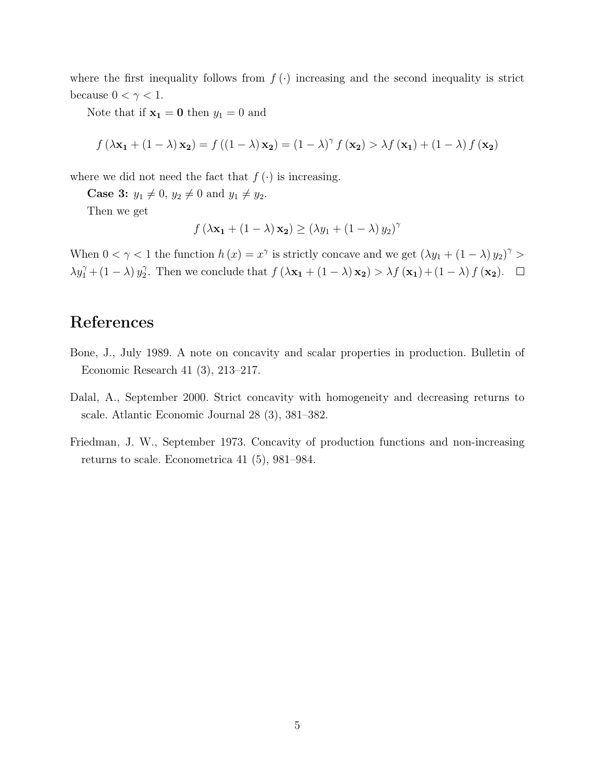where the first inequality follows from $f(\cdot)$ increasing and the second inequality is strict because $0 < \gamma < 1$.

Note that if $\mathbf{x_1} = \mathbf{0}$ then $y_1 = 0$ and

$$f(\lambda \mathbf{x_1} + (1 - \lambda)\mathbf{x_2}) = f((1 - \lambda)\mathbf{x_2}) = (1 - \lambda)^{\gamma} f(\mathbf{x_2}) > \lambda f(\mathbf{x_1}) + (1 - \lambda) f(\mathbf{x_2})$$

where we did not need the fact that $f(\cdot)$ is increasing.

**Case 3:** $y_1 \neq 0$, $y_2 \neq 0$ and $y_1 \neq y_2$.

Then we get

$$f(\lambda \mathbf{x_1} + (1 - \lambda)\mathbf{x_2}) \geq (\lambda y_1 + (1 - \lambda) y_2)^{\gamma}$$

When $0 < \gamma < 1$ the function $h(x) = x^{\gamma}$ is strictly concave and we get $(\lambda y_1 + (1 - \lambda) y_2)^{\gamma} > \lambda y_1^{\gamma} + (1 - \lambda) y_2^{\gamma}$. Then we conclude that $f(\lambda \mathbf{x_1} + (1 - \lambda)\mathbf{x_2}) > \lambda f(\mathbf{x_1}) + (1 - \lambda) f(\mathbf{x_2})$. □

## References

Bone, J., July 1989. A note on concavity and scalar properties in production. Bulletin of Economic Research 41 (3), 213–217.

Dalal, A., September 2000. Strict concavity with homogeneity and decreasing returns to scale. Atlantic Economic Journal 28 (3), 381–382.

Friedman, J. W., September 1973. Concavity of production functions and non-increasing returns to scale. Econometrica 41 (5), 981–984.